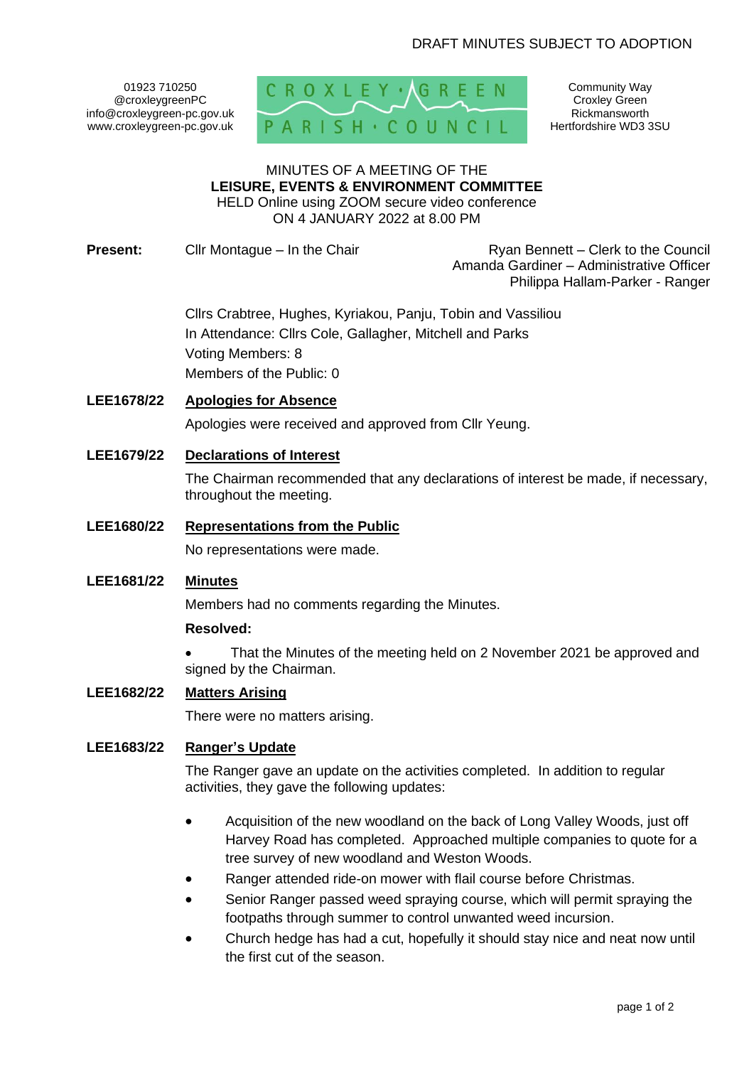DRAFT MINUTES SUBJECT TO ADOPTION

01923 710250
@croxleygreenPC
info@croxleygreen-pc.gov.uk
www.croxleygreen-pc.gov.uk

CROXLEY GREEN PARISH COUNCIL

Community Way
Croxley Green
Rickmansworth
Hertfordshire WD3 3SU

MINUTES OF A MEETING OF THE
**LEISURE, EVENTS & ENVIRONMENT COMMITTEE**
HELD Online using ZOOM secure video conference
ON 4 JANUARY 2022 at 8.00 PM

**Present:** Cllr Montague – In the Chair

Ryan Bennett – Clerk to the Council
Amanda Gardiner – Administrative Officer
Philippa Hallam-Parker - Ranger

Cllrs Crabtree, Hughes, Kyriakou, Panju, Tobin and Vassiliou
In Attendance: Cllrs Cole, Gallagher, Mitchell and Parks
Voting Members: 8
Members of the Public: 0

**LEE1678/22 Apologies for Absence**

Apologies were received and approved from Cllr Yeung.

**LEE1679/22 Declarations of Interest**

The Chairman recommended that any declarations of interest be made, if necessary, throughout the meeting.

**LEE1680/22 Representations from the Public**

No representations were made.

**LEE1681/22 Minutes**

Members had no comments regarding the Minutes.

**Resolved:**

- That the Minutes of the meeting held on 2 November 2021 be approved and signed by the Chairman.

**LEE1682/22 Matters Arising**

There were no matters arising.

**LEE1683/22 Ranger's Update**

The Ranger gave an update on the activities completed. In addition to regular activities, they gave the following updates:

- Acquisition of the new woodland on the back of Long Valley Woods, just off Harvey Road has completed. Approached multiple companies to quote for a tree survey of new woodland and Weston Woods.
- Ranger attended ride-on mower with flail course before Christmas.
- Senior Ranger passed weed spraying course, which will permit spraying the footpaths through summer to control unwanted weed incursion.
- Church hedge has had a cut, hopefully it should stay nice and neat now until the first cut of the season.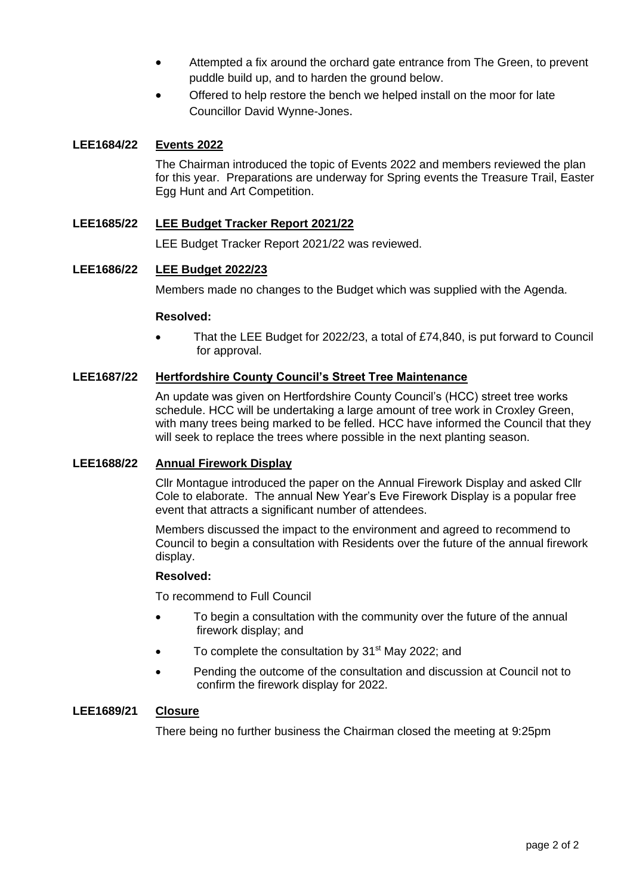- Attempted a fix around the orchard gate entrance from The Green, to prevent puddle build up, and to harden the ground below.
- Offered to help restore the bench we helped install on the moor for late Councillor David Wynne-Jones.

**LEE1684/22** **Events 2022**

The Chairman introduced the topic of Events 2022 and members reviewed the plan for this year. Preparations are underway for Spring events the Treasure Trail, Easter Egg Hunt and Art Competition.

**LEE1685/22** **LEE Budget Tracker Report 2021/22**

LEE Budget Tracker Report 2021/22 was reviewed.

**LEE1686/22** **LEE Budget 2022/23**

Members made no changes to the Budget which was supplied with the Agenda.

**Resolved:**

- That the LEE Budget for 2022/23, a total of £74,840, is put forward to Council for approval.

**LEE1687/22** **Hertfordshire County Council's Street Tree Maintenance**

An update was given on Hertfordshire County Council's (HCC) street tree works schedule. HCC will be undertaking a large amount of tree work in Croxley Green, with many trees being marked to be felled. HCC have informed the Council that they will seek to replace the trees where possible in the next planting season.

**LEE1688/22** **Annual Firework Display**

Cllr Montague introduced the paper on the Annual Firework Display and asked Cllr Cole to elaborate. The annual New Year's Eve Firework Display is a popular free event that attracts a significant number of attendees.

Members discussed the impact to the environment and agreed to recommend to Council to begin a consultation with Residents over the future of the annual firework display.

**Resolved:**

To recommend to Full Council

- To begin a consultation with the community over the future of the annual firework display; and
- To complete the consultation by 31st May 2022; and
- Pending the outcome of the consultation and discussion at Council not to confirm the firework display for 2022.

**LEE1689/21** **Closure**

There being no further business the Chairman closed the meeting at 9:25pm